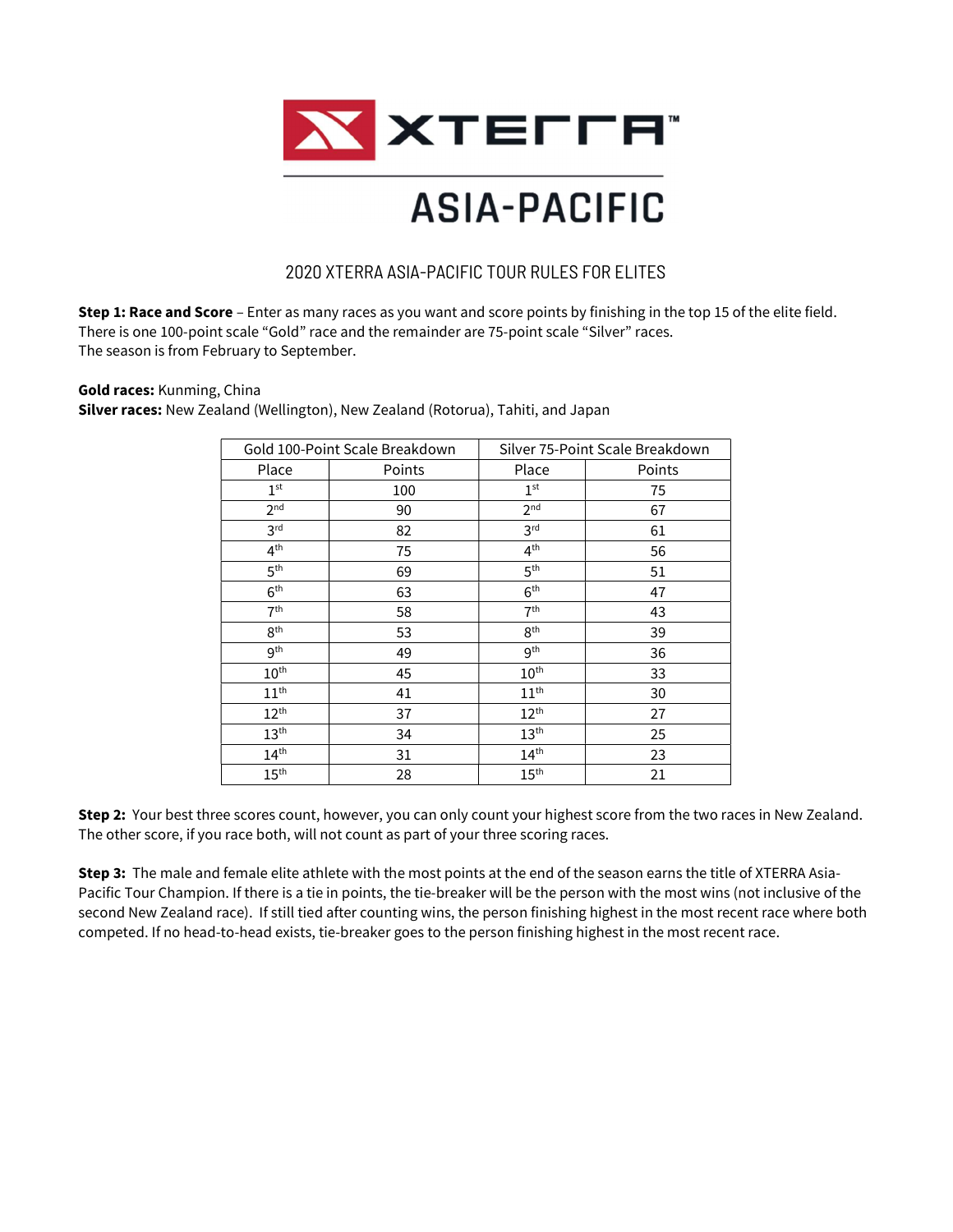# XTERRA ASIA-PACIFIC

## 2020 XTERRA ASIA-PACIFIC TOUR RULES FOR ELITES

**Step 1: Race and Score** – Enter as many races as you want and score points by finishing in the top 15 of the elite field. There is one 100-point scale "Gold" race and the remainder are 75-point scale "Silver" races.
The season is from February to September.

**Gold races:** Kunming, China
**Silver races:** New Zealand (Wellington), New Zealand (Rotorua), Tahiti, and Japan

| Gold 100-Point Scale Breakdown | | Silver 75-Point Scale Breakdown | |
|---|---|---|---|
| Place | Points | Place | Points |
| 1st | 100 | 1st | 75 |
| 2nd | 90 | 2nd | 67 |
| 3rd | 82 | 3rd | 61 |
| 4th | 75 | 4th | 56 |
| 5th | 69 | 5th | 51 |
| 6th | 63 | 6th | 47 |
| 7th | 58 | 7th | 43 |
| 8th | 53 | 8th | 39 |
| 9th | 49 | 9th | 36 |
| 10th | 45 | 10th | 33 |
| 11th | 41 | 11th | 30 |
| 12th | 37 | 12th | 27 |
| 13th | 34 | 13th | 25 |
| 14th | 31 | 14th | 23 |
| 15th | 28 | 15th | 21 |

**Step 2:** Your best three scores count, however, you can only count your highest score from the two races in New Zealand. The other score, if you race both, will not count as part of your three scoring races.

**Step 3:** The male and female elite athlete with the most points at the end of the season earns the title of XTERRA Asia-Pacific Tour Champion. If there is a tie in points, the tie-breaker will be the person with the most wins (not inclusive of the second New Zealand race). If still tied after counting wins, the person finishing highest in the most recent race where both competed. If no head-to-head exists, tie-breaker goes to the person finishing highest in the most recent race.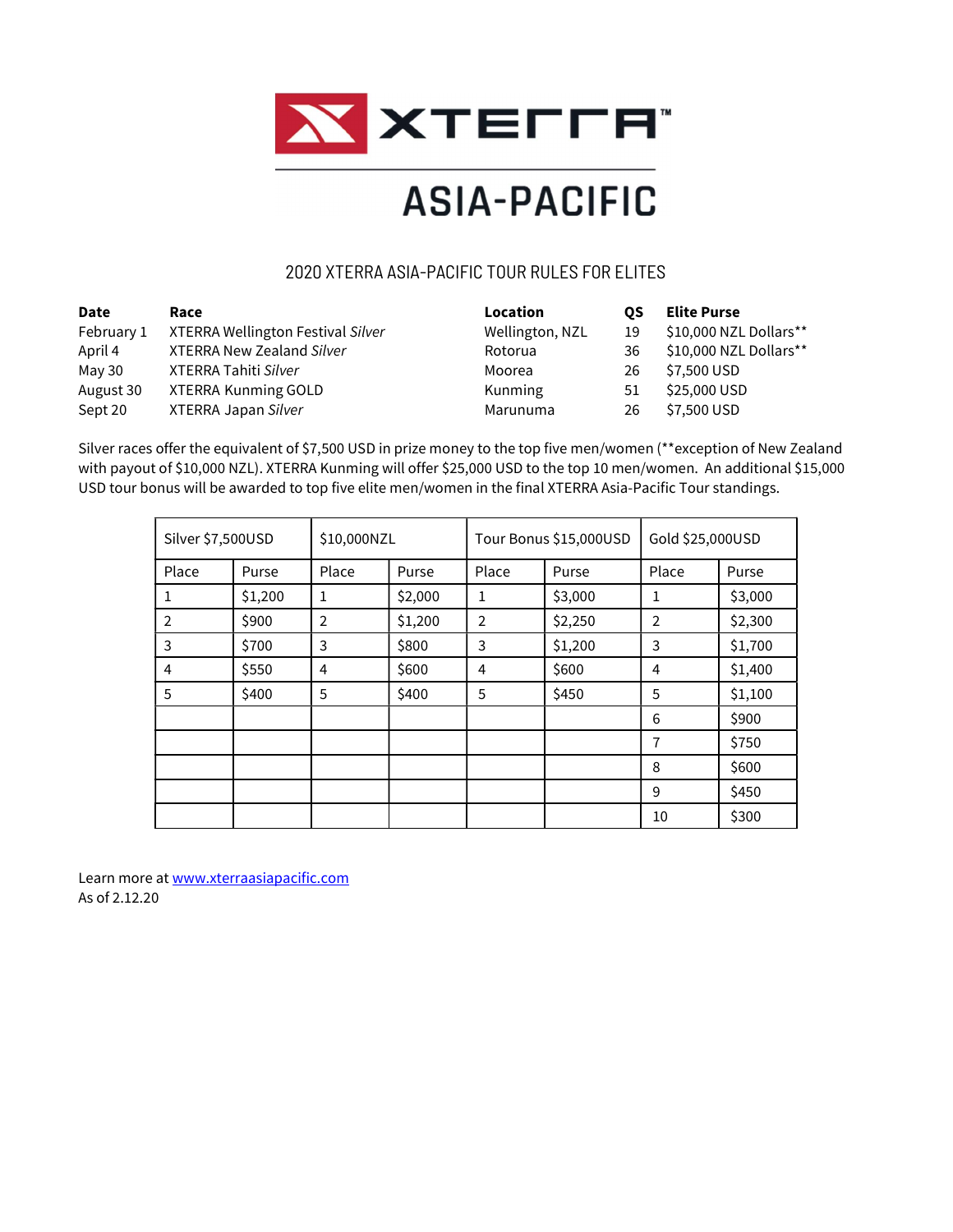# XTERRA

## ASIA-PACIFIC

2020 XTERRA ASIA-PACIFIC TOUR RULES FOR ELITES

| **Date** | **Race** | **Location** | **QS** | **Elite Purse** |
|---|---|---|---|---|
| February 1 | XTERRA Wellington Festival *Silver* | Wellington, NZL | 19 | $10,000 NZL Dollars** |
| April 4 | XTERRA New Zealand *Silver* | Rotorua | 36 | $10,000 NZL Dollars** |
| May 30 | XTERRA Tahiti *Silver* | Moorea | 26 | $7,500 USD |
| August 30 | XTERRA Kunming GOLD | Kunming | 51 | $25,000 USD |
| Sept 20 | XTERRA Japan *Silver* | Marunuma | 26 | $7,500 USD |

Silver races offer the equivalent of $7,500 USD in prize money to the top five men/women (**exception of New Zealand with payout of $10,000 NZL). XTERRA Kunming will offer $25,000 USD to the top 10 men/women. An additional $15,000 USD tour bonus will be awarded to top five elite men/women in the final XTERRA Asia-Pacific Tour standings.

| Silver $7,500USD | | $10,000NZL | | Tour Bonus $15,000USD | | Gold $25,000USD | |
|---|---|---|---|---|---|---|---|
| Place | Purse | Place | Purse | Place | Purse | Place | Purse |
| 1 | $1,200 | 1 | $2,000 | 1 | $3,000 | 1 | $3,000 |
| 2 | $900 | 2 | $1,200 | 2 | $2,250 | 2 | $2,300 |
| 3 | $700 | 3 | $800 | 3 | $1,200 | 3 | $1,700 |
| 4 | $550 | 4 | $600 | 4 | $600 | 4 | $1,400 |
| 5 | $400 | 5 | $400 | 5 | $450 | 5 | $1,100 |
| | | | | | | 6 | $900 |
| | | | | | | 7 | $750 |
| | | | | | | 8 | $600 |
| | | | | | | 9 | $450 |
| | | | | | | 10 | $300 |

Learn more at [www.xterraasiapacific.com](http://www.xterraasiapacific.com)
As of 2.12.20